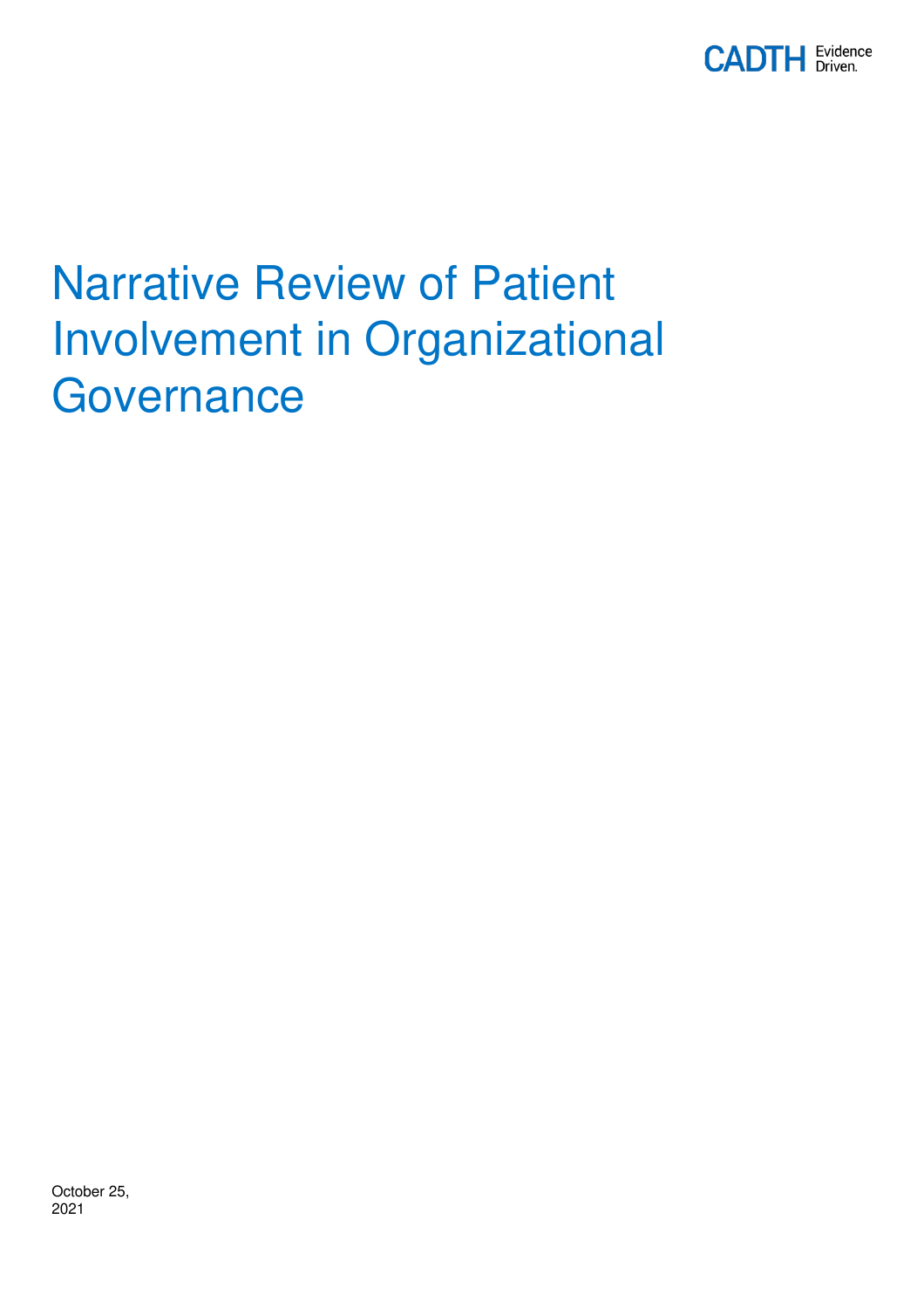CADTH Evidence Driven.

# Narrative Review of Patient Involvement in Organizational Governance

October 25, 2021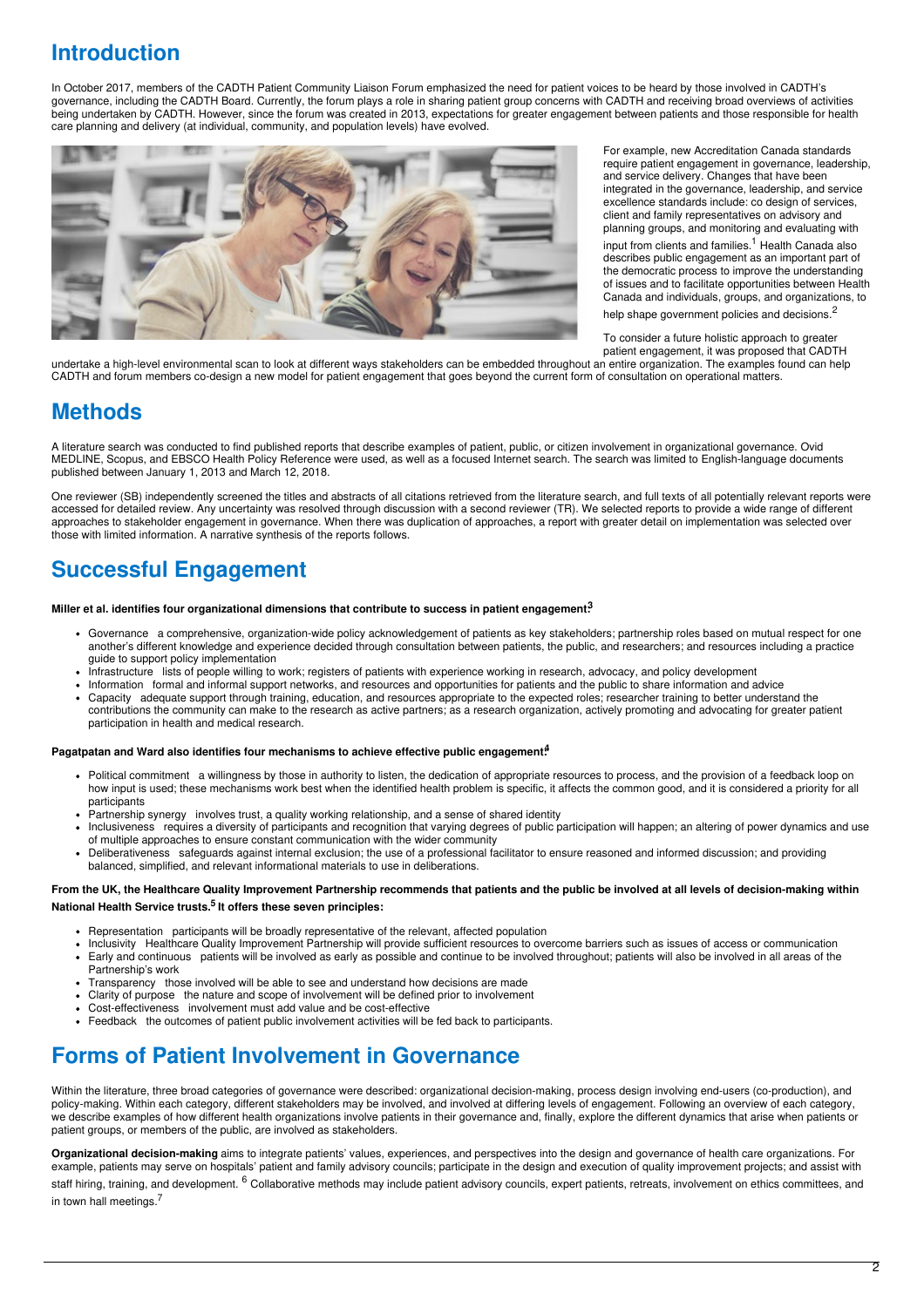## Introduction

In October 2017, members of the CADTH Patient Community Liaison Forum emphasized the need for patient voices to be heard by those involved in CADTH's governance, including the CADTH Board. Currently, the forum plays a role in sharing patient group concerns with CADTH and receiving broad overviews of activities being undertaken by CADTH. However, since the forum was created in 2013, expectations for greater engagement between patients and those responsible for health care planning and delivery (at individual, community, and population levels) have evolved.

For example, new Accreditation Canada standards require patient engagement in governance, leadership, and service delivery. Changes that have been integrated in the governance, leadership, and service excellence standards include: co design of services, client and family representatives on advisory and planning groups, and monitoring and evaluating with input from clients and families.[1] Health Canada also describes public engagement as an important part of the democratic process to improve the understanding of issues and to facilitate opportunities between Health Canada and individuals, groups, and organizations, to help shape government policies and decisions.[2]

To consider a future holistic approach to greater patient engagement, it was proposed that CADTH undertake a high-level environmental scan to look at different ways stakeholders can be embedded throughout an entire organization. The examples found can help CADTH and forum members co-design a new model for patient engagement that goes beyond the current form of consultation on operational matters.

## Methods

A literature search was conducted to find published reports that describe examples of patient, public, or citizen involvement in organizational governance. Ovid MEDLINE, Scopus, and EBSCO Health Policy Reference were used, as well as a focused Internet search. The search was limited to English-language documents published between January 1, 2013 and March 12, 2018.

One reviewer (SB) independently screened the titles and abstracts of all citations retrieved from the literature search, and full texts of all potentially relevant reports were accessed for detailed review. Any uncertainty was resolved through discussion with a second reviewer (TR). We selected reports to provide a wide range of different approaches to stakeholder engagement in governance. When there was duplication of approaches, a report with greater detail on implementation was selected over those with limited information. A narrative synthesis of the reports follows.

## Successful Engagement

**Miller et al. identifies four organizational dimensions that contribute to success in patient engagement:[3]**

- Governance a comprehensive, organization-wide policy acknowledgement of patients as key stakeholders; partnership roles based on mutual respect for one another's different knowledge and experience decided through consultation between patients, the public, and researchers; and resources including a practice guide to support policy implementation
- Infrastructure lists of people willing to work; registers of patients with experience working in research, advocacy, and policy development
- Information formal and informal support networks, and resources and opportunities for patients and the public to share information and advice
- Capacity adequate support through training, education, and resources appropriate to the expected roles; researcher training to better understand the contributions the community can make to the research as active partners; as a research organization, actively promoting and advocating for greater patient participation in health and medical research.

**Pagatpatan and Ward also identifies four mechanisms to achieve effective public engagement:[4]**

- Political commitment a willingness by those in authority to listen, the dedication of appropriate resources to process, and the provision of a feedback loop on how input is used; these mechanisms work best when the identified health problem is specific, it affects the common good, and it is considered a priority for all participants
- Partnership synergy involves trust, a quality working relationship, and a sense of shared identity
- Inclusiveness requires a diversity of participants and recognition that varying degrees of public participation will happen; an altering of power dynamics and use of multiple approaches to ensure constant communication with the wider community
- Deliberativeness safeguards against internal exclusion; the use of a professional facilitator to ensure reasoned and informed discussion; and providing balanced, simplified, and relevant informational materials to use in deliberations.

**From the UK, the Healthcare Quality Improvement Partnership recommends that patients and the public be involved at all levels of decision-making within National Health Service trusts.[5] It offers these seven principles:**

- Representation participants will be broadly representative of the relevant, affected population
- Inclusivity Healthcare Quality Improvement Partnership will provide sufficient resources to overcome barriers such as issues of access or communication
- Early and continuous patients will be involved as early as possible and continue to be involved throughout; patients will also be involved in all areas of the Partnership's work
- Transparency those involved will be able to see and understand how decisions are made
- Clarity of purpose the nature and scope of involvement will be defined prior to involvement
- Cost-effectiveness involvement must add value and be cost-effective
- Feedback the outcomes of patient public involvement activities will be fed back to participants.

## Forms of Patient Involvement in Governance

Within the literature, three broad categories of governance were described: organizational decision-making, process design involving end-users (co-production), and policy-making. Within each category, different stakeholders may be involved, and involved at differing levels of engagement. Following an overview of each category, we describe examples of how different health organizations involve patients in their governance and, finally, explore the different dynamics that arise when patients or patient groups, or members of the public, are involved as stakeholders.

**Organizational decision-making** aims to integrate patients' values, experiences, and perspectives into the design and governance of health care organizations. For example, patients may serve on hospitals' patient and family advisory councils; participate in the design and execution of quality improvement projects; and assist with staff hiring, training, and development.[6] Collaborative methods may include patient advisory councils, expert patients, retreats, involvement on ethics committees, and in town hall meetings.[7]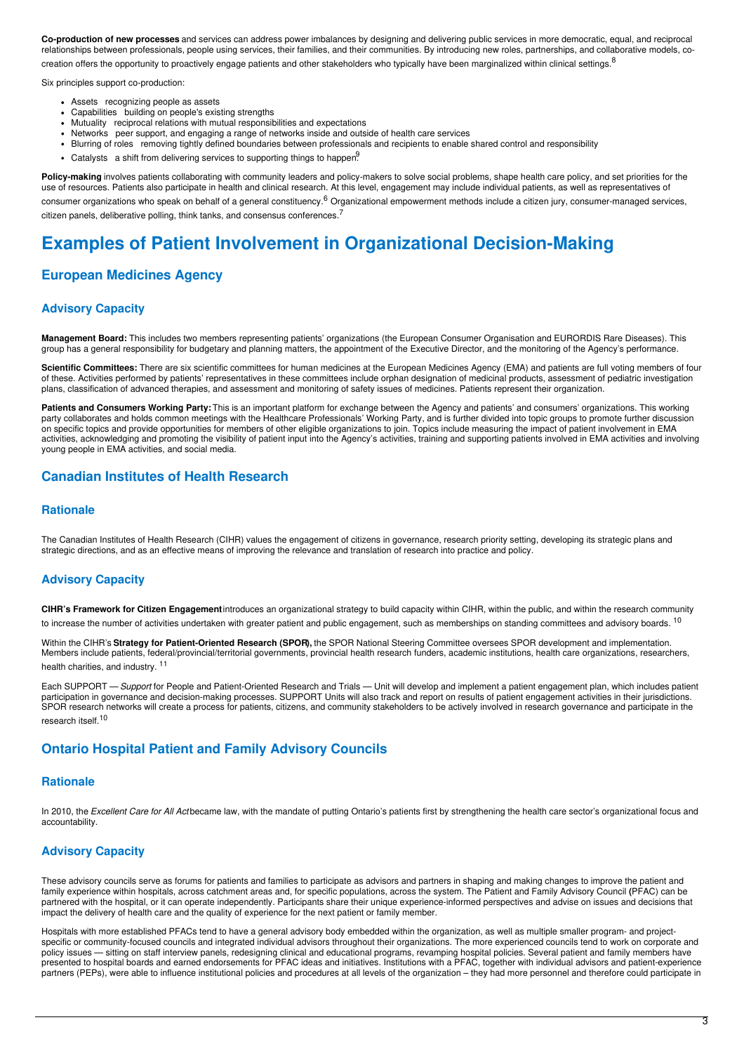**Co-production of new processes** and services can address power imbalances by designing and delivering public services in more democratic, equal, and reciprocal relationships between professionals, people using services, their families, and their communities. By introducing new roles, partnerships, and collaborative models, co-creation offers the opportunity to proactively engage patients and other stakeholders who typically have been marginalized within clinical settings.[8]

Six principles support co-production:

- Assets recognizing people as assets
- Capabilities building on people's existing strengths
- Mutuality reciprocal relations with mutual responsibilities and expectations
- Networks peer support, and engaging a range of networks inside and outside of health care services
- Blurring of roles removing tightly defined boundaries between professionals and recipients to enable shared control and responsibility
- Catalysts a shift from delivering services to supporting things to happen.[9]

**Policy-making** involves patients collaborating with community leaders and policy-makers to solve social problems, shape health care policy, and set priorities for the use of resources. Patients also participate in health and clinical research. At this level, engagement may include individual patients, as well as representatives of consumer organizations who speak on behalf of a general constituency.[6] Organizational empowerment methods include a citizen jury, consumer-managed services, citizen panels, deliberative polling, think tanks, and consensus conferences.[7]

# Examples of Patient Involvement in Organizational Decision-Making

## European Medicines Agency

### Advisory Capacity

**Management Board:** This includes two members representing patients' organizations (the European Consumer Organisation and EURORDIS Rare Diseases). This group has a general responsibility for budgetary and planning matters, the appointment of the Executive Director, and the monitoring of the Agency's performance.

**Scientific Committees:** There are six scientific committees for human medicines at the European Medicines Agency (EMA) and patients are full voting members of four of these. Activities performed by patients' representatives in these committees include orphan designation of medicinal products, assessment of pediatric investigation plans, classification of advanced therapies, and assessment and monitoring of safety issues of medicines. Patients represent their organization.

**Patients and Consumers Working Party:** This is an important platform for exchange between the Agency and patients' and consumers' organizations. This working party collaborates and holds common meetings with the Healthcare Professionals' Working Party, and is further divided into topic groups to promote further discussion on specific topics and provide opportunities for members of other eligible organizations to join. Topics include measuring the impact of patient involvement in EMA activities, acknowledging and promoting the visibility of patient input into the Agency's activities, training and supporting patients involved in EMA activities and involving young people in EMA activities, and social media.

## Canadian Institutes of Health Research

### Rationale

The Canadian Institutes of Health Research (CIHR) values the engagement of citizens in governance, research priority setting, developing its strategic plans and strategic directions, and as an effective means of improving the relevance and translation of research into practice and policy.

### Advisory Capacity

**CIHR's Framework for Citizen Engagement** introduces an organizational strategy to build capacity within CIHR, within the public, and within the research community to increase the number of activities undertaken with greater patient and public engagement, such as memberships on standing committees and advisory boards.[10]

Within the CIHR's **Strategy for Patient-Oriented Research (SPOR),** the SPOR National Steering Committee oversees SPOR development and implementation. Members include patients, federal/provincial/territorial governments, provincial health research funders, academic institutions, health care organizations, researchers, health charities, and industry.[11]

Each SUPPORT — *Support* for People and Patient-Oriented Research and Trials — Unit will develop and implement a patient engagement plan, which includes patient participation in governance and decision-making processes. SUPPORT Units will also track and report on results of patient engagement activities in their jurisdictions. SPOR research networks will create a process for patients, citizens, and community stakeholders to be actively involved in research governance and participate in the research itself.[10]

## Ontario Hospital Patient and Family Advisory Councils

### Rationale

In 2010, the *Excellent Care for All Act* became law, with the mandate of putting Ontario's patients first by strengthening the health care sector's organizational focus and accountability.

### Advisory Capacity

These advisory councils serve as forums for patients and families to participate as advisors and partners in shaping and making changes to improve the patient and family experience within hospitals, across catchment areas and, for specific populations, across the system. The Patient and Family Advisory Council (PFAC) can be partnered with the hospital, or it can operate independently. Participants share their unique experience-informed perspectives and advise on issues and decisions that impact the delivery of health care and the quality of experience for the next patient or family member.

Hospitals with more established PFACs tend to have a general advisory body embedded within the organization, as well as multiple smaller program- and project-specific or community-focused councils and integrated individual advisors throughout their organizations. The more experienced councils tend to work on corporate and policy issues — sitting on staff interview panels, redesigning clinical and educational programs, revamping hospital policies. Several patient and family members have presented to hospital boards and earned endorsements for PFAC ideas and initiatives. Institutions with a PFAC, together with individual advisors and patient-experience partners (PEPs), were able to influence institutional policies and procedures at all levels of the organization – they had more personnel and therefore could participate in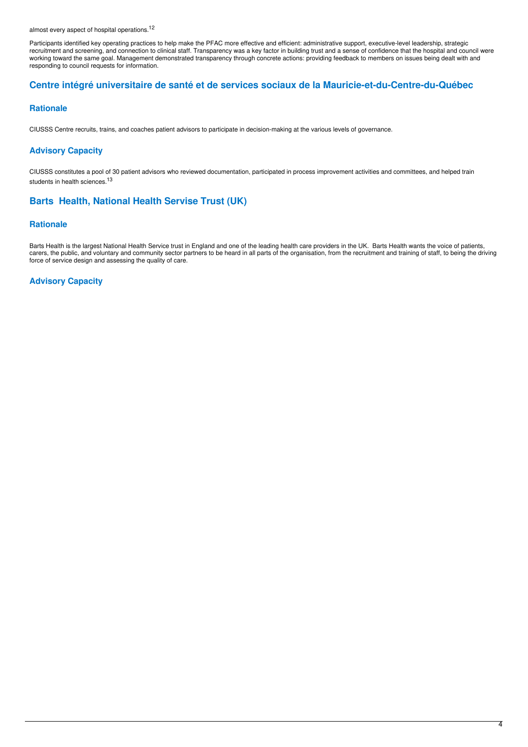almost every aspect of hospital operations.[12]

Participants identified key operating practices to help make the PFAC more effective and efficient: administrative support, executive-level leadership, strategic recruitment and screening, and connection to clinical staff. Transparency was a key factor in building trust and a sense of confidence that the hospital and council were working toward the same goal. Management demonstrated transparency through concrete actions: providing feedback to members on issues being dealt with and responding to council requests for information.

## Centre intégré universitaire de santé et de services sociaux de la Mauricie-et-du-Centre-du-Québec

### Rationale

CIUSSS Centre recruits, trains, and coaches patient advisors to participate in decision-making at the various levels of governance.

### Advisory Capacity

CIUSSS constitutes a pool of 30 patient advisors who reviewed documentation, participated in process improvement activities and committees, and helped train students in health sciences.[13]

## Barts  Health, National Health Servise Trust (UK)

### Rationale

Barts Health is the largest National Health Service trust in England and one of the leading health care providers in the UK.  Barts Health wants the voice of patients, carers, the public, and voluntary and community sector partners to be heard in all parts of the organisation, from the recruitment and training of staff, to being the driving force of service design and assessing the quality of care.

### Advisory Capacity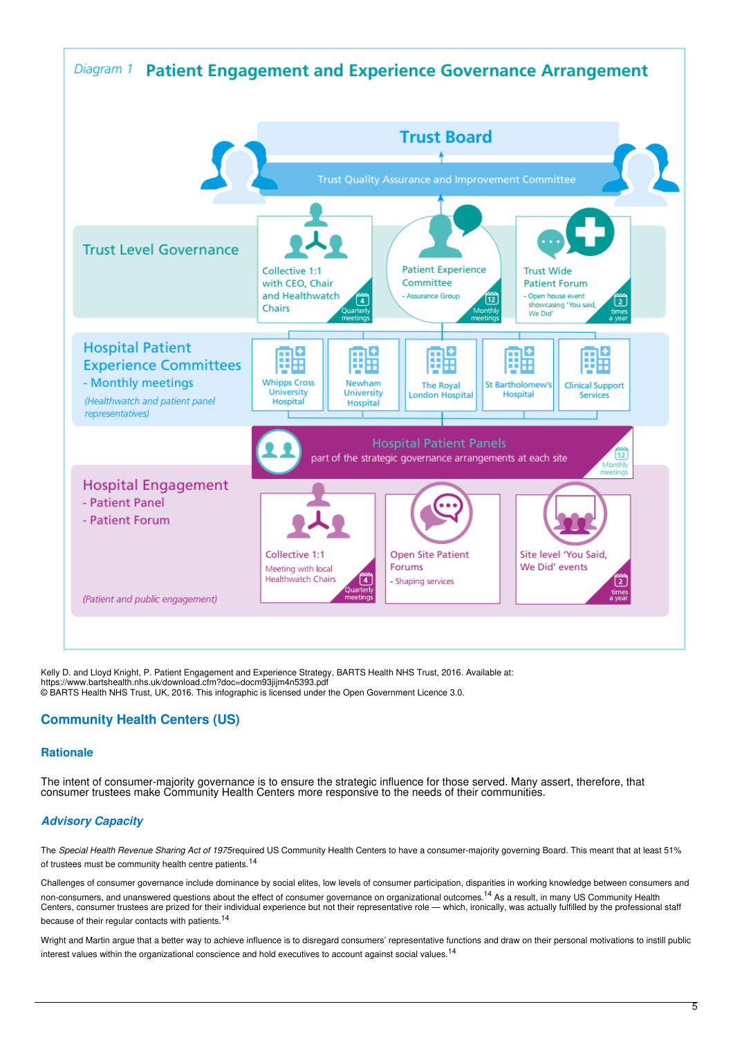*Diagram 1* **Patient Engagement and Experience Governance Arrangement**

**Trust Board**

Trust Quality Assurance and Improvement Committee

**Trust Level Governance**

- Collective 1:1 with CEO, Chair and Healthwatch Chairs — 4 Quarterly meetings
- Patient Experience Committee - Assurance Group — 12 Monthly meetings
- Trust Wide Patient Forum - Open house event showcasing 'You said, We Did' — 2 times a year

**Hospital Patient Experience Committees - Monthly meetings**

*(Healthwatch and patient panel representatives)*

- Whipps Cross University Hospital
- Newham University Hospital
- The Royal London Hospital
- St Bartholomew's Hospital
- Clinical Support Services

**Hospital Patient Panels** part of the strategic governance arrangements at each site — 12 Monthly meetings

**Hospital Engagement**
- Patient Panel
- Patient Forum

*(Patient and public engagement)*

- Collective 1:1 Meeting with local Healthwatch Chairs — 4 Quarterly meetings
- Open Site Patient Forums - Shaping services
- Site level 'You Said, We Did' events — 2 times a year

Kelly D. and Lloyd Knight, P. Patient Engagement and Experience Strategy, BARTS Health NHS Trust, 2016. Available at: https://www.bartshealth.nhs.uk/download.cfm?doc=docm93jijm4n5393.pdf
© BARTS Health NHS Trust, UK, 2016. This infographic is licensed under the Open Government Licence 3.0.

## Community Health Centers (US)

### Rationale

The intent of consumer-majority governance is to ensure the strategic influence for those served. Many assert, therefore, that consumer trustees make Community Health Centers more responsive to the needs of their communities.

### *Advisory Capacity*

The *Special Health Revenue Sharing Act of 1975*required US Community Health Centers to have a consumer-majority governing Board. This meant that at least 51% of trustees must be community health centre patients.[14]

Challenges of consumer governance include dominance by social elites, low levels of consumer participation, disparities in working knowledge between consumers and non-consumers, and unanswered questions about the effect of consumer governance on organizational outcomes.[14] As a result, in many US Community Health Centers, consumer trustees are prized for their individual experience but not their representative role — which, ironically, was actually fulfilled by the professional staff because of their regular contacts with patients.[14]

Wright and Martin argue that a better way to achieve influence is to disregard consumers' representative functions and draw on their personal motivations to instill public interest values within the organizational conscience and hold executives to account against social values.[14]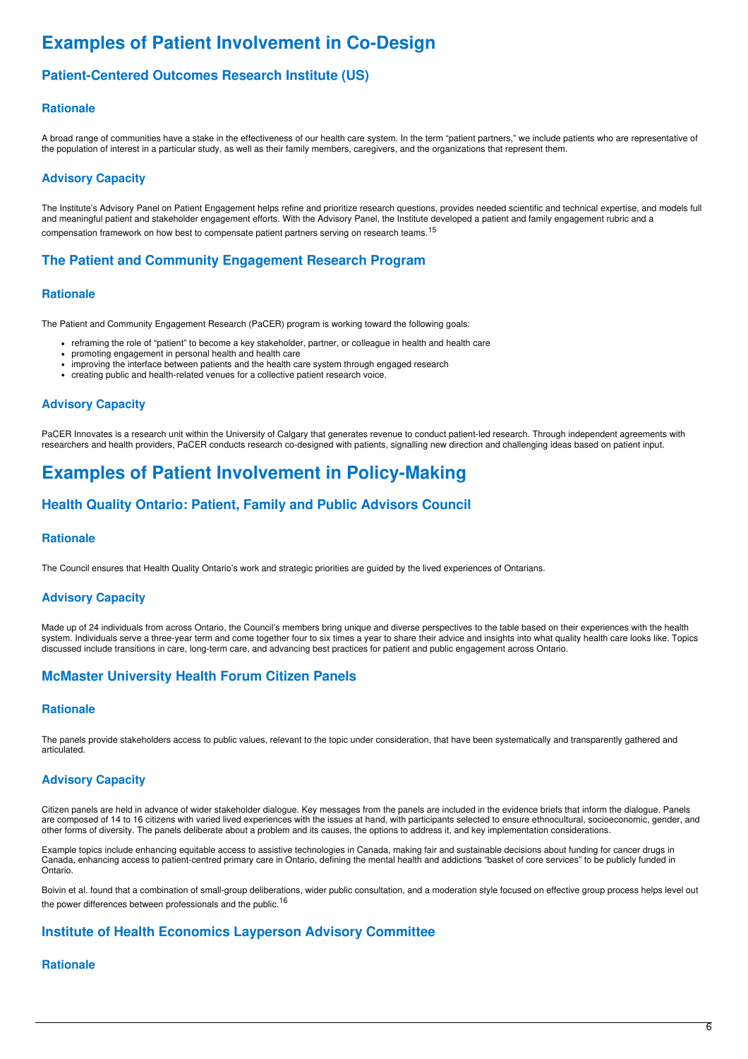# Examples of Patient Involvement in Co-Design

## Patient-Centered Outcomes Research Institute (US)

### Rationale

A broad range of communities have a stake in the effectiveness of our health care system. In the term "patient partners," we include patients who are representative of the population of interest in a particular study, as well as their family members, caregivers, and the organizations that represent them.

### Advisory Capacity

The Institute's Advisory Panel on Patient Engagement helps refine and prioritize research questions, provides needed scientific and technical expertise, and models full and meaningful patient and stakeholder engagement efforts. With the Advisory Panel, the Institute developed a patient and family engagement rubric and a compensation framework on how best to compensate patient partners serving on research teams.[15]

## The Patient and Community Engagement Research Program

### Rationale

The Patient and Community Engagement Research (PaCER) program is working toward the following goals:

- reframing the role of "patient" to become a key stakeholder, partner, or colleague in health and health care
- promoting engagement in personal health and health care
- improving the interface between patients and the health care system through engaged research
- creating public and health-related venues for a collective patient research voice.

### Advisory Capacity

PaCER Innovates is a research unit within the University of Calgary that generates revenue to conduct patient-led research. Through independent agreements with researchers and health providers, PaCER conducts research co-designed with patients, signalling new direction and challenging ideas based on patient input.

# Examples of Patient Involvement in Policy-Making

## Health Quality Ontario: Patient, Family and Public Advisors Council

### Rationale

The Council ensures that Health Quality Ontario's work and strategic priorities are guided by the lived experiences of Ontarians.

### Advisory Capacity

Made up of 24 individuals from across Ontario, the Council's members bring unique and diverse perspectives to the table based on their experiences with the health system. Individuals serve a three-year term and come together four to six times a year to share their advice and insights into what quality health care looks like. Topics discussed include transitions in care, long-term care, and advancing best practices for patient and public engagement across Ontario.

## McMaster University Health Forum Citizen Panels

### Rationale

The panels provide stakeholders access to public values, relevant to the topic under consideration, that have been systematically and transparently gathered and articulated.

### Advisory Capacity

Citizen panels are held in advance of wider stakeholder dialogue. Key messages from the panels are included in the evidence briefs that inform the dialogue. Panels are composed of 14 to 16 citizens with varied lived experiences with the issues at hand, with participants selected to ensure ethnocultural, socioeconomic, gender, and other forms of diversity. The panels deliberate about a problem and its causes, the options to address it, and key implementation considerations.

Example topics include enhancing equitable access to assistive technologies in Canada, making fair and sustainable decisions about funding for cancer drugs in Canada, enhancing access to patient-centred primary care in Ontario, defining the mental health and addictions "basket of core services" to be publicly funded in Ontario.

Boivin et al. found that a combination of small-group deliberations, wider public consultation, and a moderation style focused on effective group process helps level out the power differences between professionals and the public.[16]

## Institute of Health Economics Layperson Advisory Committee

### Rationale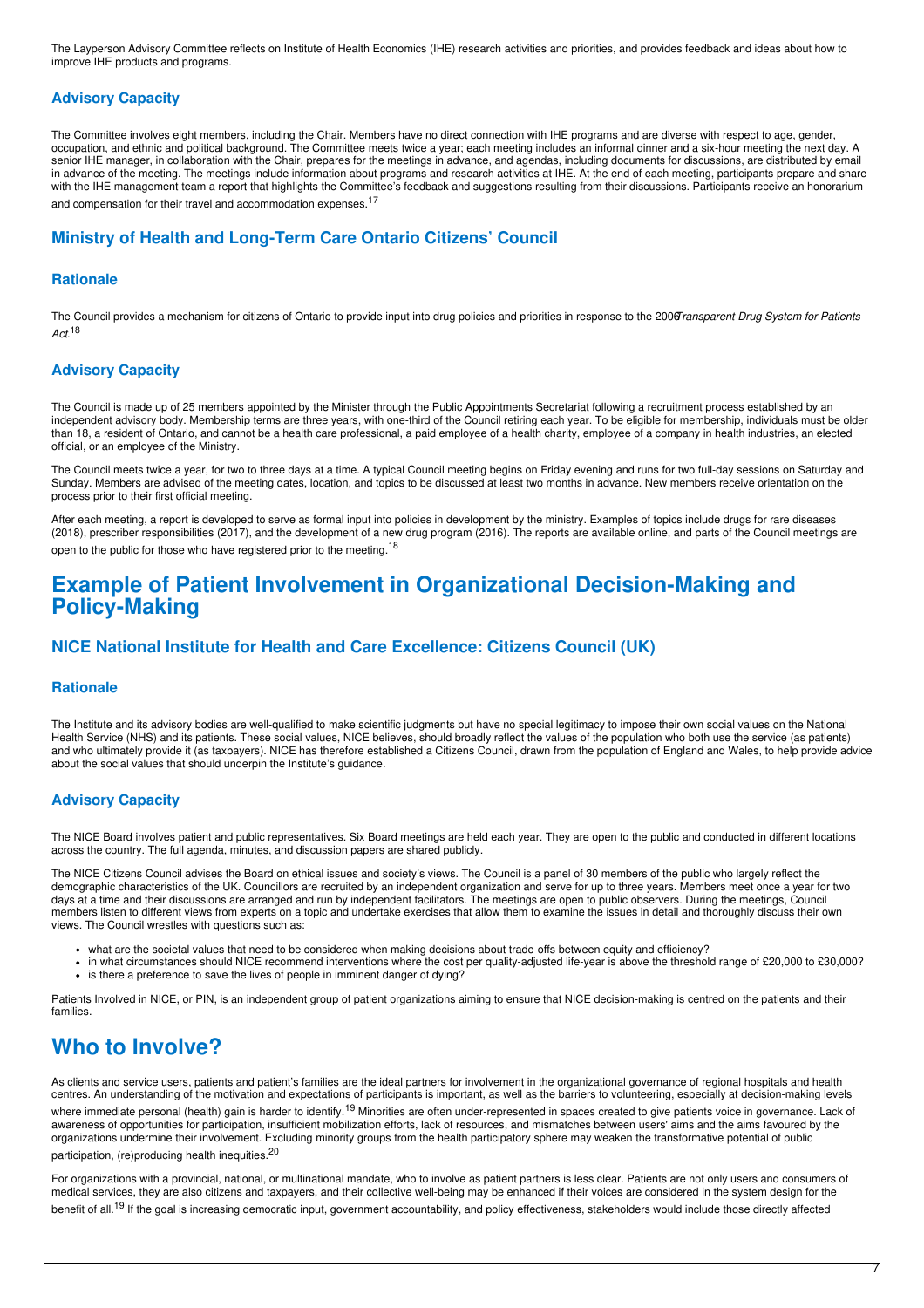The Layperson Advisory Committee reflects on Institute of Health Economics (IHE) research activities and priorities, and provides feedback and ideas about how to improve IHE products and programs.

### Advisory Capacity

The Committee involves eight members, including the Chair. Members have no direct connection with IHE programs and are diverse with respect to age, gender, occupation, and ethnic and political background. The Committee meets twice a year; each meeting includes an informal dinner and a six-hour meeting the next day. A senior IHE manager, in collaboration with the Chair, prepares for the meetings in advance, and agendas, including documents for discussions, are distributed by email in advance of the meeting. The meetings include information about programs and research activities at IHE. At the end of each meeting, participants prepare and share with the IHE management team a report that highlights the Committee's feedback and suggestions resulting from their discussions. Participants receive an honorarium and compensation for their travel and accommodation expenses.[17]

## Ministry of Health and Long-Term Care Ontario Citizens' Council

### Rationale

The Council provides a mechanism for citizens of Ontario to provide input into drug policies and priorities in response to the 2006 *Transparent Drug System for Patients Act*.[18]

### Advisory Capacity

The Council is made up of 25 members appointed by the Minister through the Public Appointments Secretariat following a recruitment process established by an independent advisory body. Membership terms are three years, with one-third of the Council retiring each year. To be eligible for membership, individuals must be older than 18, a resident of Ontario, and cannot be a health care professional, a paid employee of a health charity, employee of a company in health industries, an elected official, or an employee of the Ministry.

The Council meets twice a year, for two to three days at a time. A typical Council meeting begins on Friday evening and runs for two full-day sessions on Saturday and Sunday. Members are advised of the meeting dates, location, and topics to be discussed at least two months in advance. New members receive orientation on the process prior to their first official meeting.

After each meeting, a report is developed to serve as formal input into policies in development by the ministry. Examples of topics include drugs for rare diseases (2018), prescriber responsibilities (2017), and the development of a new drug program (2016). The reports are available online, and parts of the Council meetings are open to the public for those who have registered prior to the meeting.[18]

# Example of Patient Involvement in Organizational Decision-Making and Policy-Making

## NICE National Institute for Health and Care Excellence: Citizens Council (UK)

### Rationale

The Institute and its advisory bodies are well-qualified to make scientific judgments but have no special legitimacy to impose their own social values on the National Health Service (NHS) and its patients. These social values, NICE believes, should broadly reflect the values of the population who both use the service (as patients) and who ultimately provide it (as taxpayers). NICE has therefore established a Citizens Council, drawn from the population of England and Wales, to help provide advice about the social values that should underpin the Institute's guidance.

### Advisory Capacity

The NICE Board involves patient and public representatives. Six Board meetings are held each year. They are open to the public and conducted in different locations across the country. The full agenda, minutes, and discussion papers are shared publicly.

The NICE Citizens Council advises the Board on ethical issues and society's views. The Council is a panel of 30 members of the public who largely reflect the demographic characteristics of the UK. Councillors are recruited by an independent organization and serve for up to three years. Members meet once a year for two days at a time and their discussions are arranged and run by independent facilitators. The meetings are open to public observers. During the meetings, Council members listen to different views from experts on a topic and undertake exercises that allow them to examine the issues in detail and thoroughly discuss their own views. The Council wrestles with questions such as:

- what are the societal values that need to be considered when making decisions about trade-offs between equity and efficiency?
- in what circumstances should NICE recommend interventions where the cost per quality-adjusted life-year is above the threshold range of £20,000 to £30,000?
- is there a preference to save the lives of people in imminent danger of dying?

Patients Involved in NICE, or PIN, is an independent group of patient organizations aiming to ensure that NICE decision-making is centred on the patients and their families.

# Who to Involve?

As clients and service users, patients and patient's families are the ideal partners for involvement in the organizational governance of regional hospitals and health centres. An understanding of the motivation and expectations of participants is important, as well as the barriers to volunteering, especially at decision-making levels where immediate personal (health) gain is harder to identify.[19] Minorities are often under-represented in spaces created to give patients voice in governance. Lack of awareness of opportunities for participation, insufficient mobilization efforts, lack of resources, and mismatches between users' aims and the aims favoured by the organizations undermine their involvement. Excluding minority groups from the health participatory sphere may weaken the transformative potential of public participation, (re)producing health inequities.[20]

For organizations with a provincial, national, or multinational mandate, who to involve as patient partners is less clear. Patients are not only users and consumers of medical services, they are also citizens and taxpayers, and their collective well-being may be enhanced if their voices are considered in the system design for the benefit of all.[19] If the goal is increasing democratic input, government accountability, and policy effectiveness, stakeholders would include those directly affected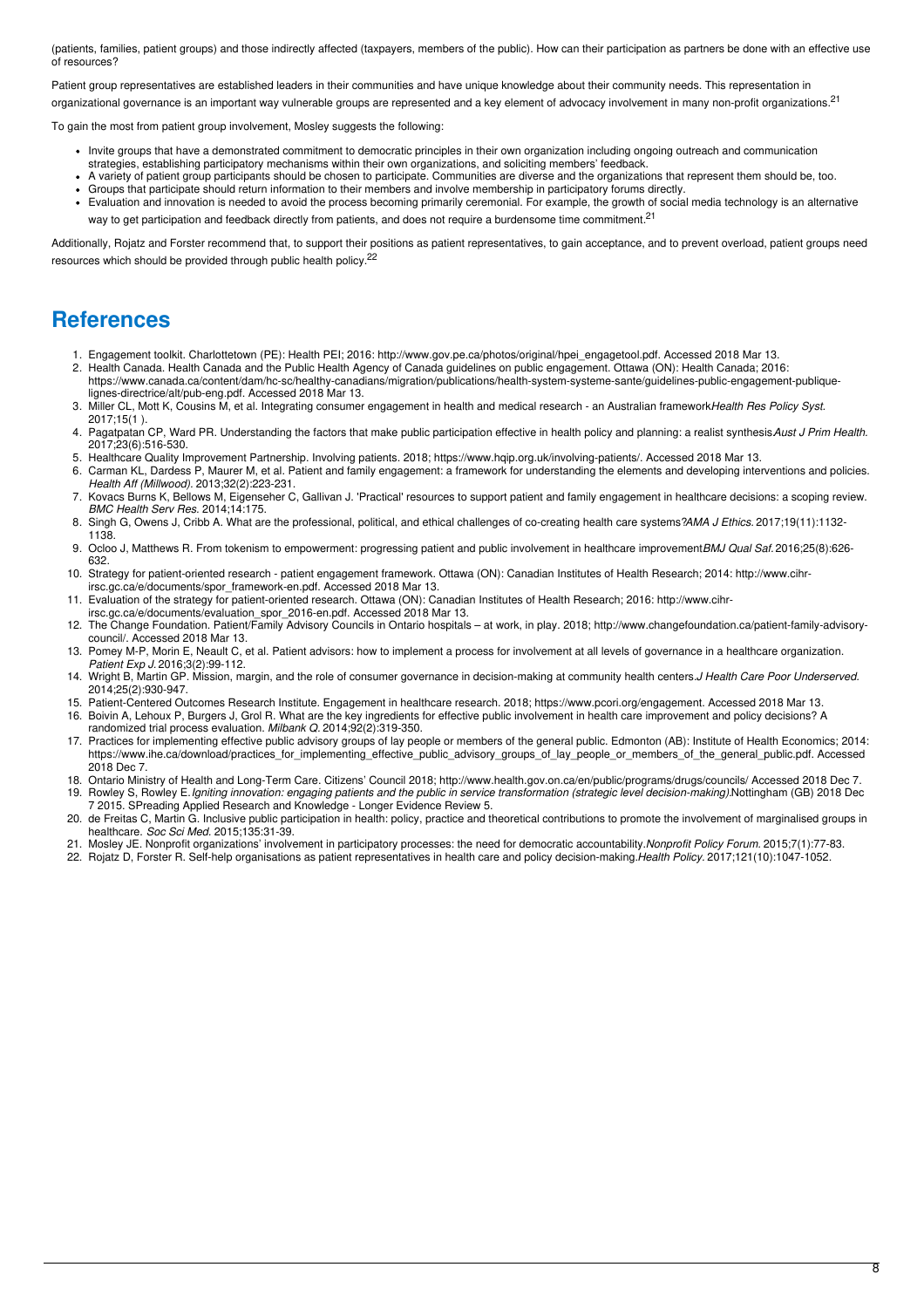(patients, families, patient groups) and those indirectly affected (taxpayers, members of the public). How can their participation as partners be done with an effective use of resources?

Patient group representatives are established leaders in their communities and have unique knowledge about their community needs. This representation in organizational governance is an important way vulnerable groups are represented and a key element of advocacy involvement in many non-profit organizations.[21]

To gain the most from patient group involvement, Mosley suggests the following:

- Invite groups that have a demonstrated commitment to democratic principles in their own organization including ongoing outreach and communication strategies, establishing participatory mechanisms within their own organizations, and soliciting members' feedback.
- A variety of patient group participants should be chosen to participate. Communities are diverse and the organizations that represent them should be, too.
- Groups that participate should return information to their members and involve membership in participatory forums directly.
- Evaluation and innovation is needed to avoid the process becoming primarily ceremonial. For example, the growth of social media technology is an alternative way to get participation and feedback directly from patients, and does not require a burdensome time commitment.[21]

Additionally, Rojatz and Forster recommend that, to support their positions as patient representatives, to gain acceptance, and to prevent overload, patient groups need resources which should be provided through public health policy.[22]

# References

1. Engagement toolkit. Charlottetown (PE): Health PEI; 2016: http://www.gov.pe.ca/photos/original/hpei_engagetool.pdf. Accessed 2018 Mar 13.
2. Health Canada. Health Canada and the Public Health Agency of Canada guidelines on public engagement. Ottawa (ON): Health Canada; 2016: https://www.canada.ca/content/dam/hc-sc/healthy-canadians/migration/publications/health-system-systeme-sante/guidelines-public-engagement-publique-lignes-directrice/alt/pub-eng.pdf. Accessed 2018 Mar 13.
3. Miller CL, Mott K, Cousins M, et al. Integrating consumer engagement in health and medical research - an Australian framework*Health Res Policy Syst.* 2017;15(1 ).
4. Pagatpatan CP, Ward PR. Understanding the factors that make public participation effective in health policy and planning: a realist synthesis*Aust J Prim Health.* 2017;23(6):516-530.
5. Healthcare Quality Improvement Partnership. Involving patients. 2018; https://www.hqip.org.uk/involving-patients/. Accessed 2018 Mar 13.
6. Carman KL, Dardess P, Maurer M, et al. Patient and family engagement: a framework for understanding the elements and developing interventions and policies. *Health Aff (Millwood).* 2013;32(2):223-231.
7. Kovacs Burns K, Bellows M, Eigenseher C, Gallivan J. 'Practical' resources to support patient and family engagement in healthcare decisions: a scoping review. *BMC Health Serv Res.* 2014;14:175.
8. Singh G, Owens J, Cribb A. What are the professional, political, and ethical challenges of co-creating health care systems?*AMA J Ethics.* 2017;19(11):1132-1138.
9. Ocloo J, Matthews R. From tokenism to empowerment: progressing patient and public involvement in healthcare improvement*BMJ Qual Saf.* 2016;25(8):626-632.
10. Strategy for patient-oriented research - patient engagement framework. Ottawa (ON): Canadian Institutes of Health Research; 2014: http://www.cihr-irsc.gc.ca/e/documents/spor_framework-en.pdf. Accessed 2018 Mar 13.
11. Evaluation of the strategy for patient-oriented research. Ottawa (ON): Canadian Institutes of Health Research; 2016: http://www.cihr-irsc.gc.ca/e/documents/evaluation_spor_2016-en.pdf. Accessed 2018 Mar 13.
12. The Change Foundation. Patient/Family Advisory Councils in Ontario hospitals – at work, in play. 2018; http://www.changefoundation.ca/patient-family-advisory-council/. Accessed 2018 Mar 13.
13. Pomey M-P, Morin E, Neault C, et al. Patient advisors: how to implement a process for involvement at all levels of governance in a healthcare organization. *Patient Exp J.* 2016;3(2):99-112.
14. Wright B, Martin GP. Mission, margin, and the role of consumer governance in decision-making at community health centers.*J Health Care Poor Underserved.* 2014;25(2):930-947.
15. Patient-Centered Outcomes Research Institute. Engagement in healthcare research. 2018; https://www.pcori.org/engagement. Accessed 2018 Mar 13.
16. Boivin A, Lehoux P, Burgers J, Grol R. What are the key ingredients for effective public involvement in health care improvement and policy decisions? A randomized trial process evaluation. *Milbank Q.* 2014;92(2):319-350.
17. Practices for implementing effective public advisory groups of lay people or members of the general public. Edmonton (AB): Institute of Health Economics; 2014: https://www.ihe.ca/download/practices_for_implementing_effective_public_advisory_groups_of_lay_people_or_members_of_the_general_public.pdf. Accessed 2018 Dec 7.
18. Ontario Ministry of Health and Long-Term Care. Citizens' Council 2018; http://www.health.gov.on.ca/en/public/programs/drugs/councils/ Accessed 2018 Dec 7.
19. Rowley S, Rowley E.*Igniting innovation: engaging patients and the public in service transformation (strategic level decision-making).*Nottingham (GB) 2018 Dec 7 2015. SPreading Applied Research and Knowledge - Longer Evidence Review 5.
20. de Freitas C, Martin G. Inclusive public participation in health: policy, practice and theoretical contributions to promote the involvement of marginalised groups in healthcare. *Soc Sci Med.* 2015;135:31-39.
21. Mosley JE. Nonprofit organizations' involvement in participatory processes: the need for democratic accountability.*Nonprofit Policy Forum.* 2015;7(1):77-83.
22. Rojatz D, Forster R. Self-help organisations as patient representatives in health care and policy decision-making.*Health Policy.* 2017;121(10):1047-1052.